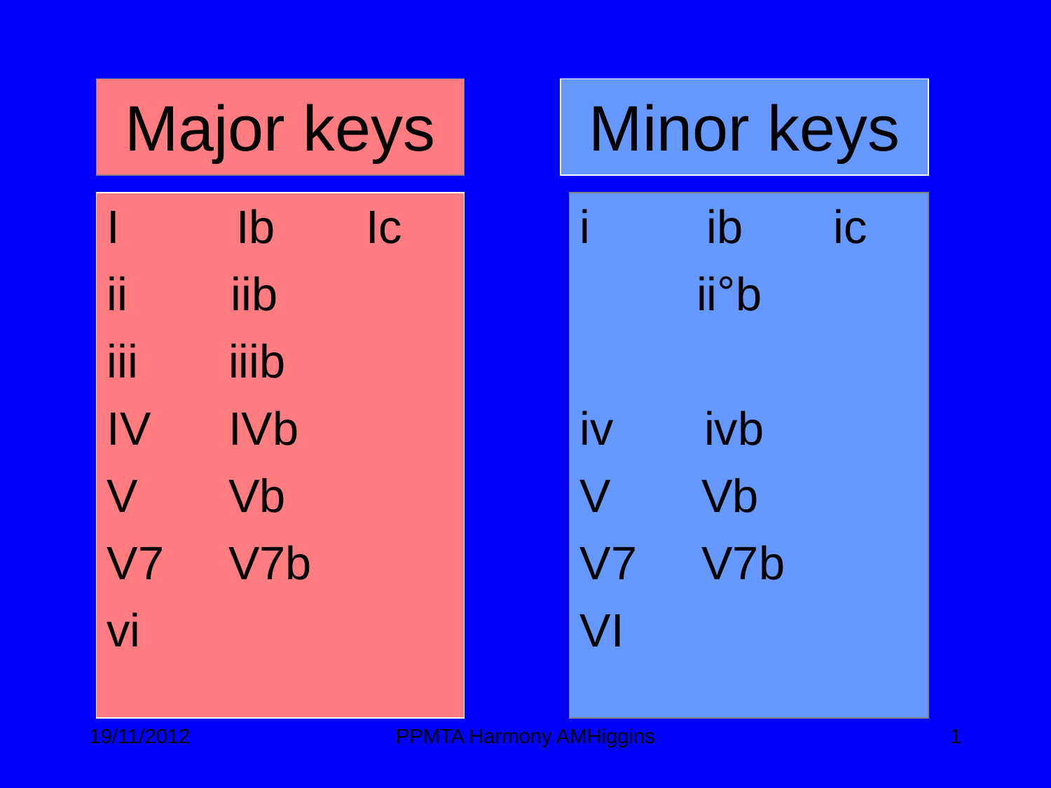| Major keys | | |
|---|---|---|
| I | Ib | Ic |
| ii | iib | |
| iii | iiib | |
| IV | IVb | |
| V | Vb | |
| V7 | V7b | |
| vi | | |

| Minor keys | | |
|---|---|---|
| i | ib | ic |
| | ii°b | |
| | | |
| iv | ivb | |
| V | Vb | |
| V7 | V7b | |
| VI | | |

19/11/2012 PPMTA Harmony AMHiggins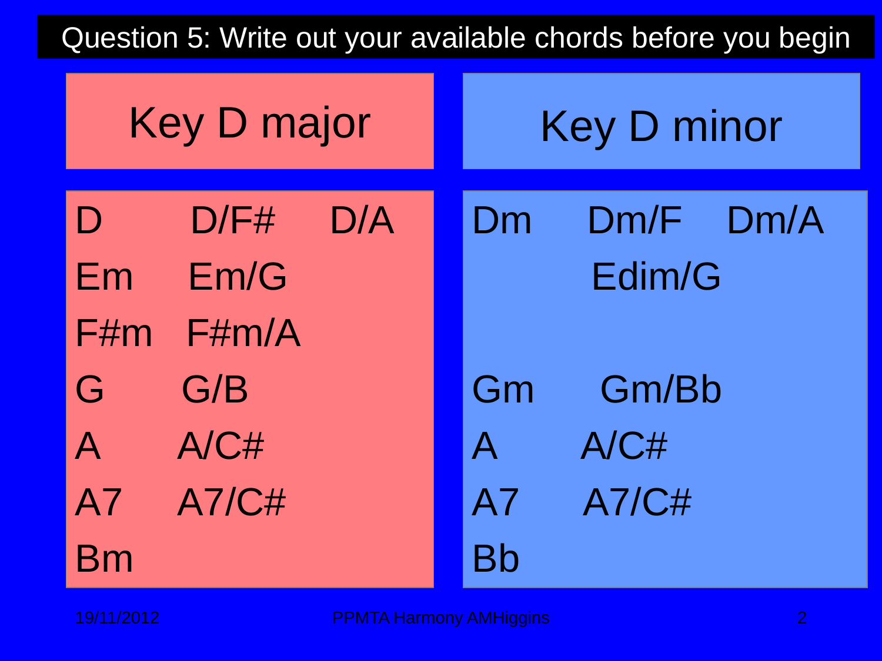# Question 5: Write out your available chords before you begin

## Key D major

| | | |
|---|---|---|
| D | D/F# | D/A |
| Em | Em/G | |
| F#m | F#m/A | |
| G | G/B | |
| A | A/C# | |
| A7 | A7/C# | |
| Bm | | |

## Key D minor

| | | |
|---|---|---|
| Dm | Dm/F | Dm/A |
| | Edim/G | |
| | | |
| Gm | Gm/Bb | |
| A | A/C# | |
| A7 | A7/C# | |
| Bb | | |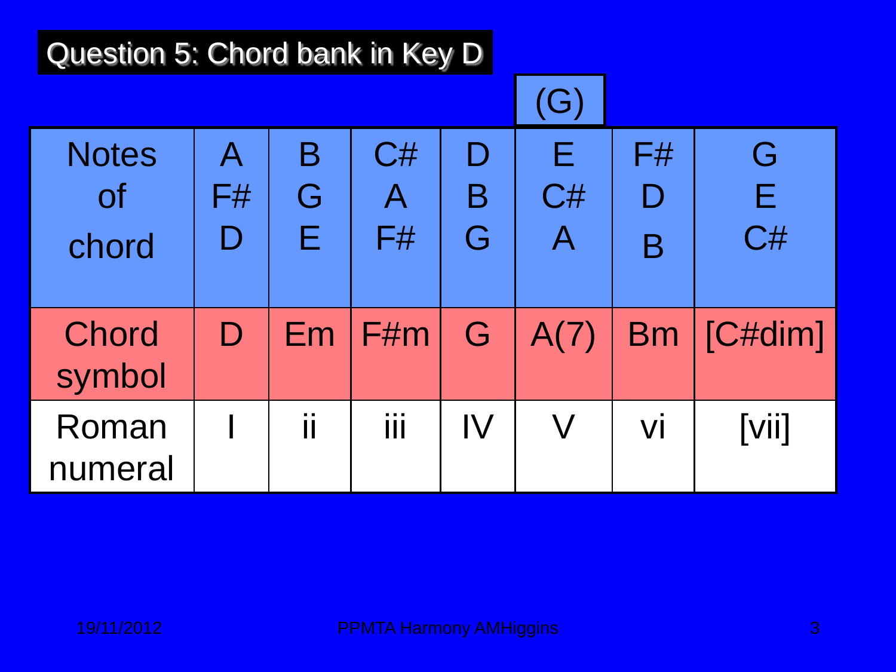## Question 5: Chord bank in Key D

| | | | | | (G) | | |
|---|---|---|---|---|---|---|---|
| Notes of chord | A F# D | B G E | C# A F# | D B G | E C# A | F# D B | G E C# |
| Chord symbol | D | Em | F#m | G | A(7) | Bm | [C#dim] |
| Roman numeral | I | ii | iii | IV | V | vi | [vii] |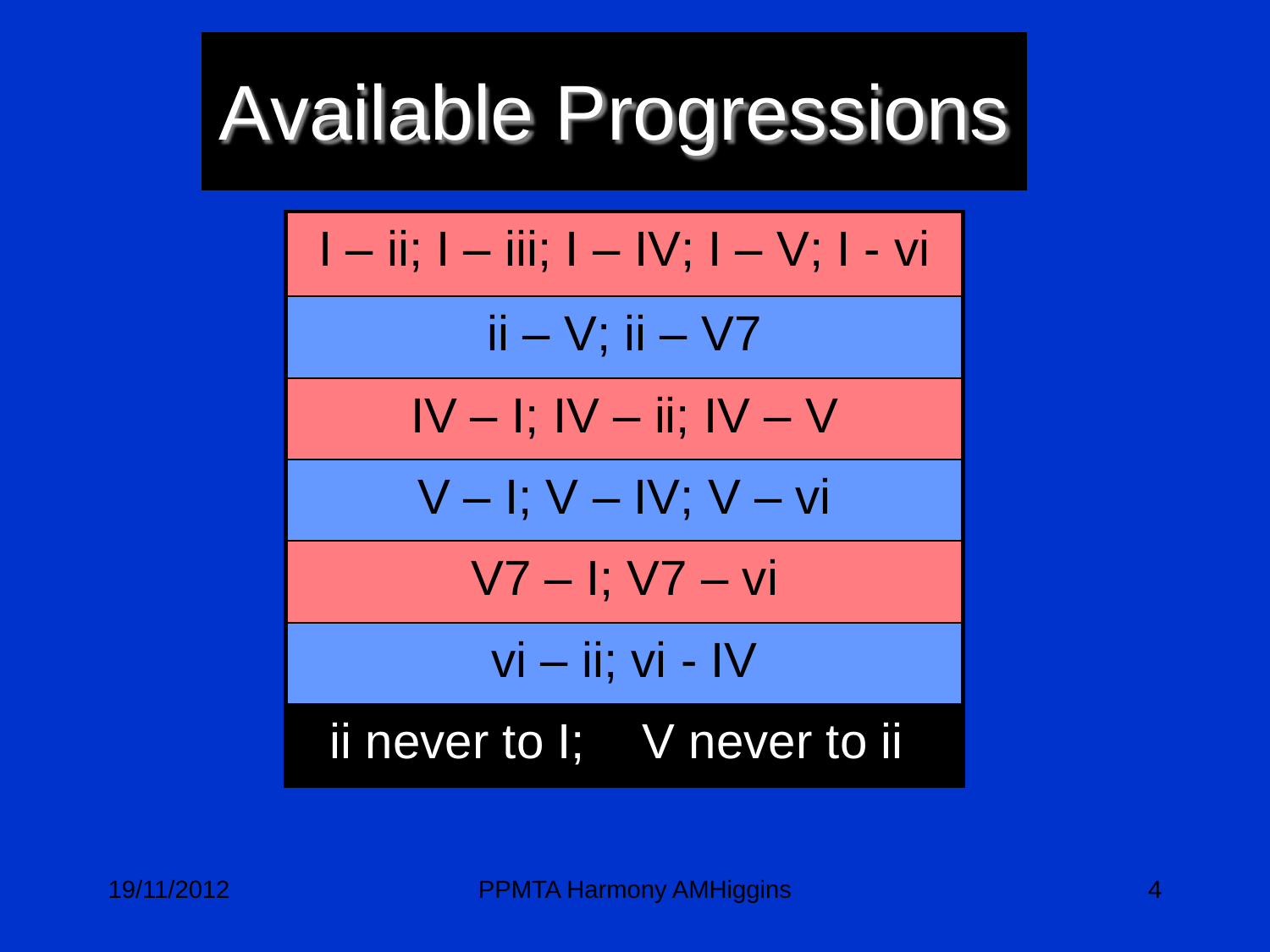# Available Progressions

| |
|---|
| I – ii; I – iii; I – IV; I – V; I - vi |
| ii – V; ii – V7 |
| IV – I; IV – ii; IV – V |
| V – I; V – IV; V – vi |
| V7 – I; V7 – vi |
| vi – ii; vi - IV |
| ii never to I; V never to ii |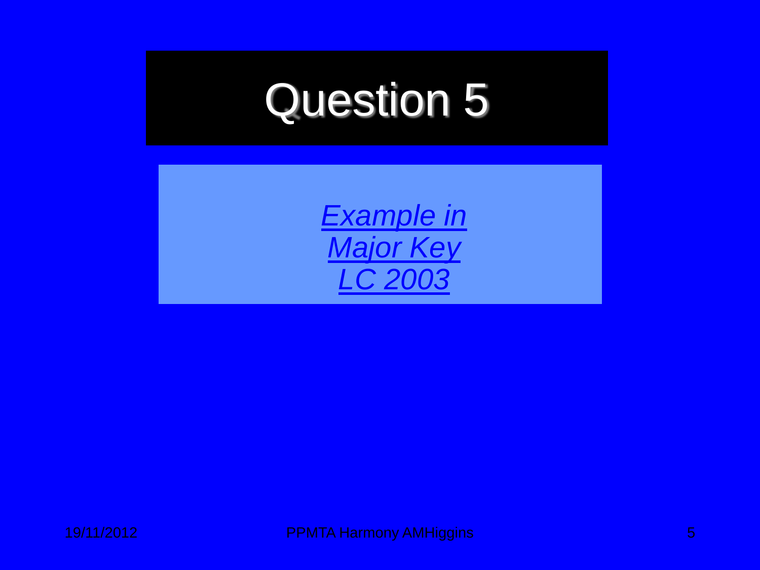# Question 5

*Example in Major Key LC 2003*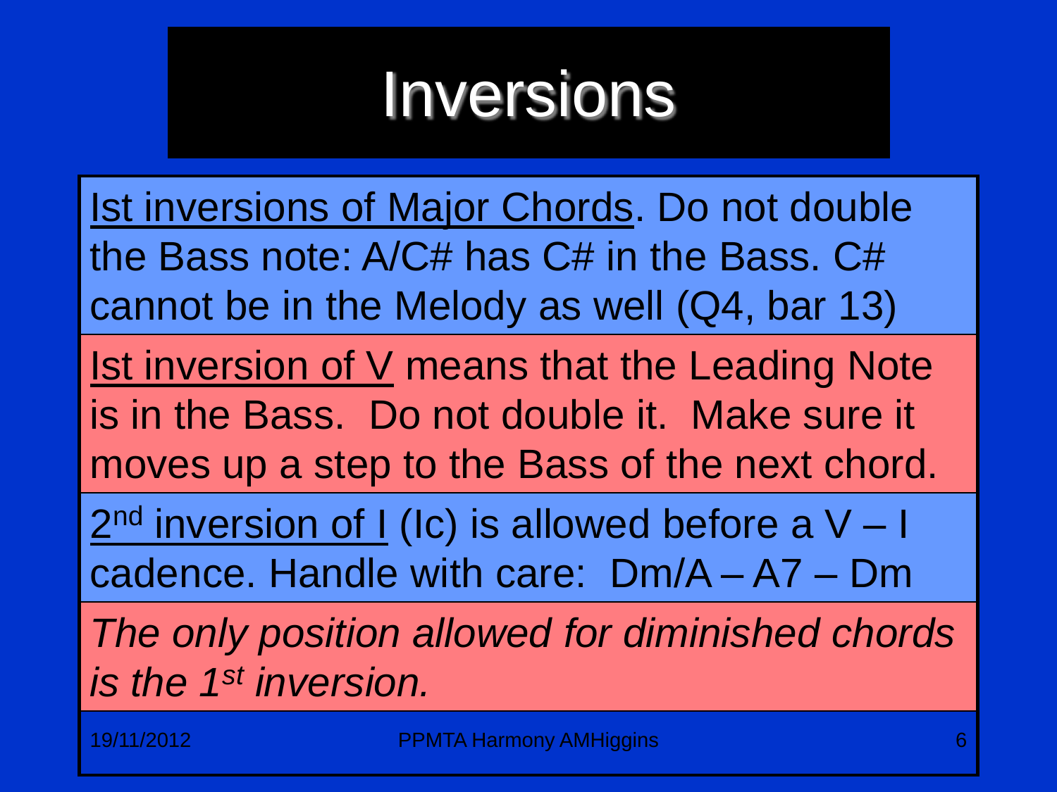# Inversions

Ist inversions of Major Chords. Do not double the Bass note: A/C# has C# in the Bass. C# cannot be in the Melody as well (Q4, bar 13)

Ist inversion of V means that the Leading Note is in the Bass. Do not double it. Make sure it moves up a step to the Bass of the next chord.

2nd inversion of I (Ic) is allowed before a V – I cadence. Handle with care: Dm/A – A7 – Dm

*The only position allowed for diminished chords is the 1st inversion.*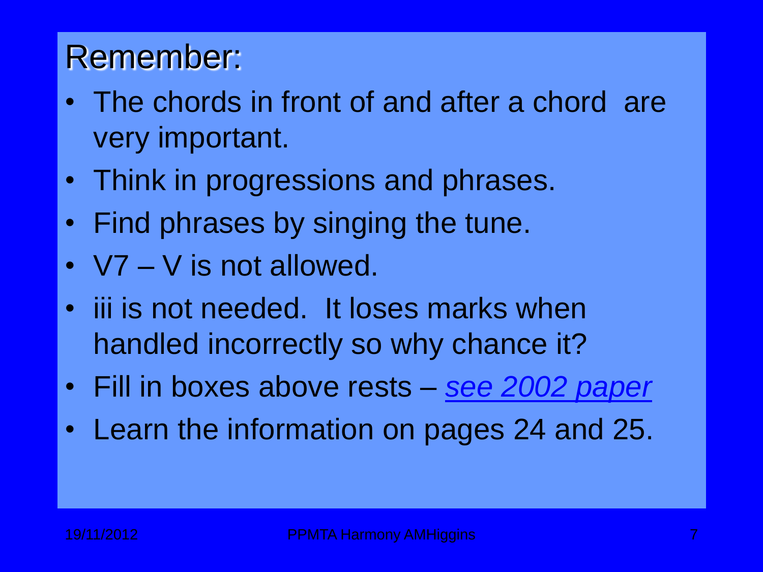# Remember:

- The chords in front of and after a chord are very important.
- Think in progressions and phrases.
- Find phrases by singing the tune.
- V7 – V is not allowed.
- iii is not needed. It loses marks when handled incorrectly so why chance it?
- Fill in boxes above rests – *see 2002 paper*
- Learn the information on pages 24 and 25.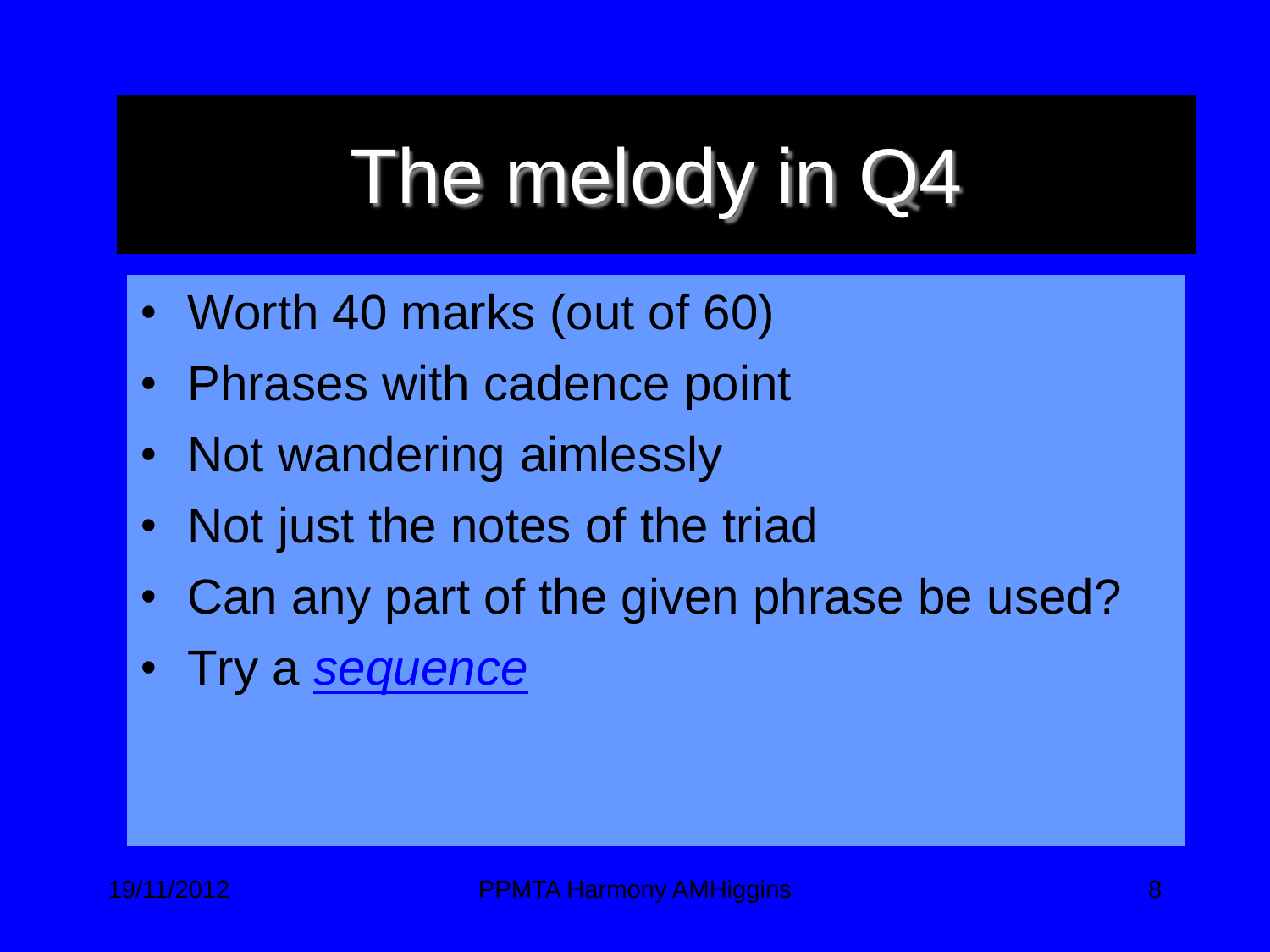# The melody in Q4

- Worth 40 marks (out of 60)
- Phrases with cadence point
- Not wandering aimlessly
- Not just the notes of the triad
- Can any part of the given phrase be used?
- Try a *sequence*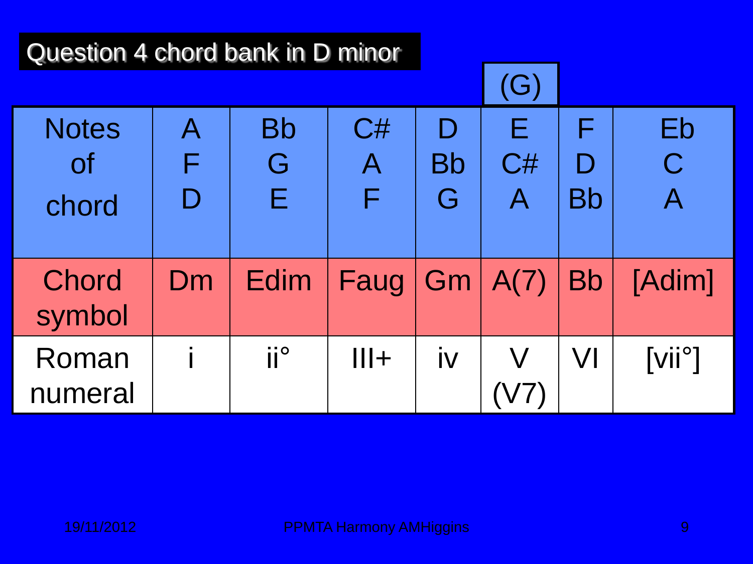## Question 4 chord bank in D minor

| | | | | | (G) | | |
|---|---|---|---|---|---|---|---|
| Notes of chord | A<br>F<br>D | Bb<br>G<br>E | C#<br>A<br>F | D<br>Bb<br>G | E<br>C#<br>A | F<br>D<br>Bb | Eb<br>C<br>A |
| Chord symbol | Dm | Edim | Faug | Gm | A(7) | Bb | [Adim] |
| Roman numeral | i | ii° | III+ | iv | V<br>(V7) | VI | [vii°] |

19/11/2012 PPMTA Harmony AMHiggins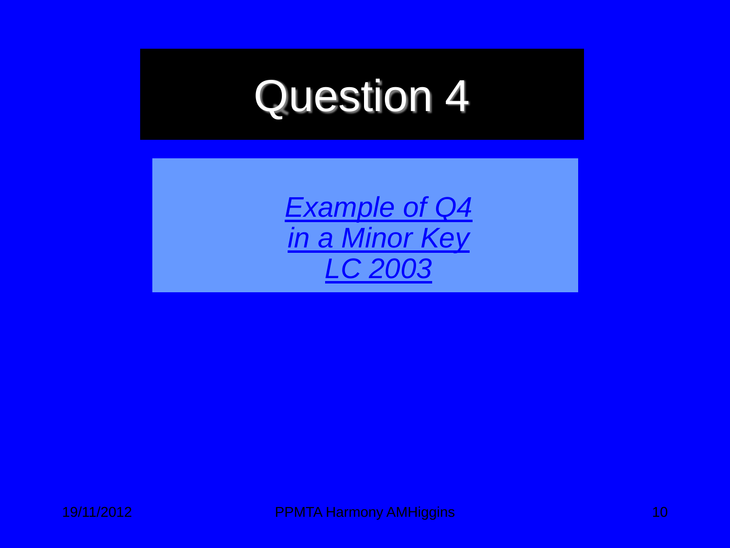# Question 4

*[Example of Q4 in a Minor Key LC 2003]()*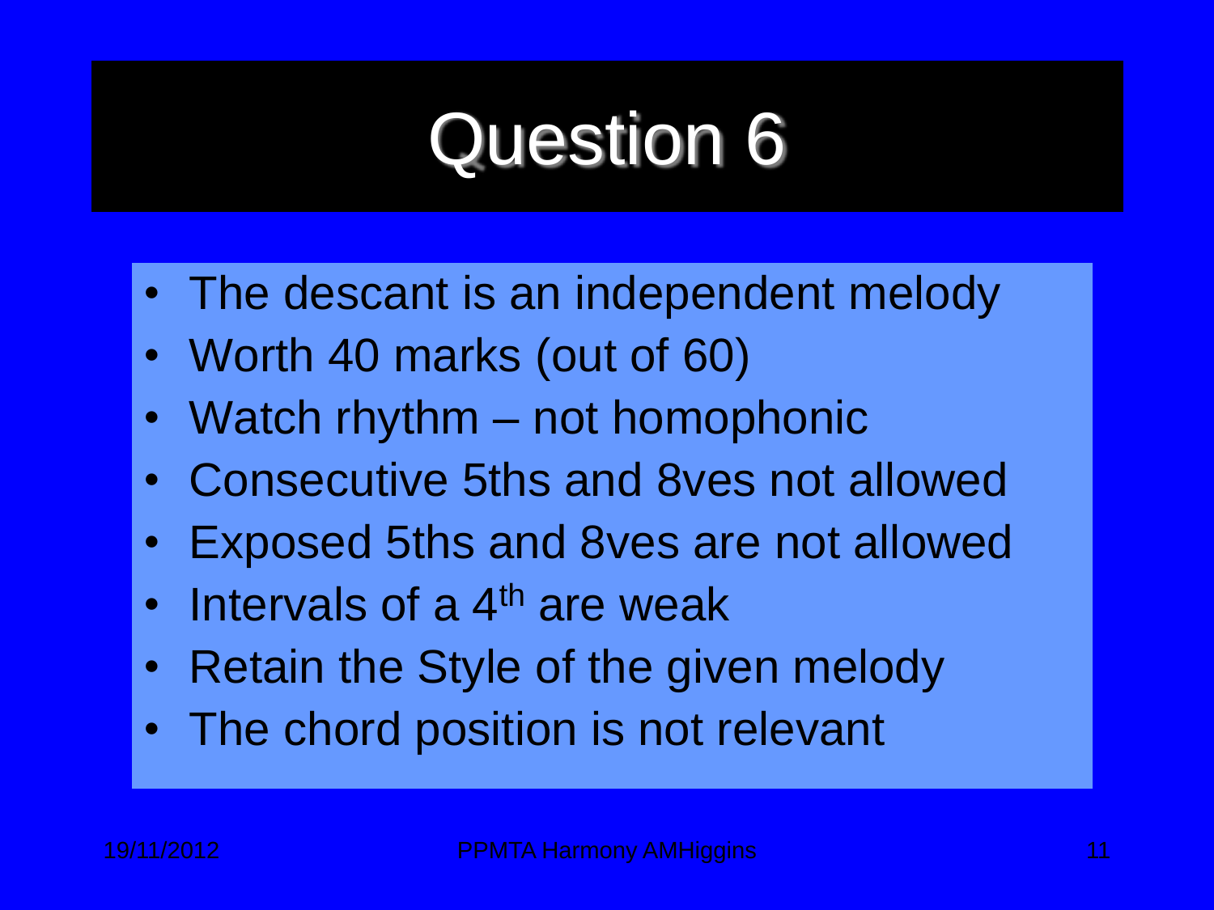# Question 6

- The descant is an independent melody
- Worth 40 marks (out of 60)
- Watch rhythm – not homophonic
- Consecutive 5ths and 8ves not allowed
- Exposed 5ths and 8ves are not allowed
- Intervals of a 4$^{th}$ are weak
- Retain the Style of the given melody
- The chord position is not relevant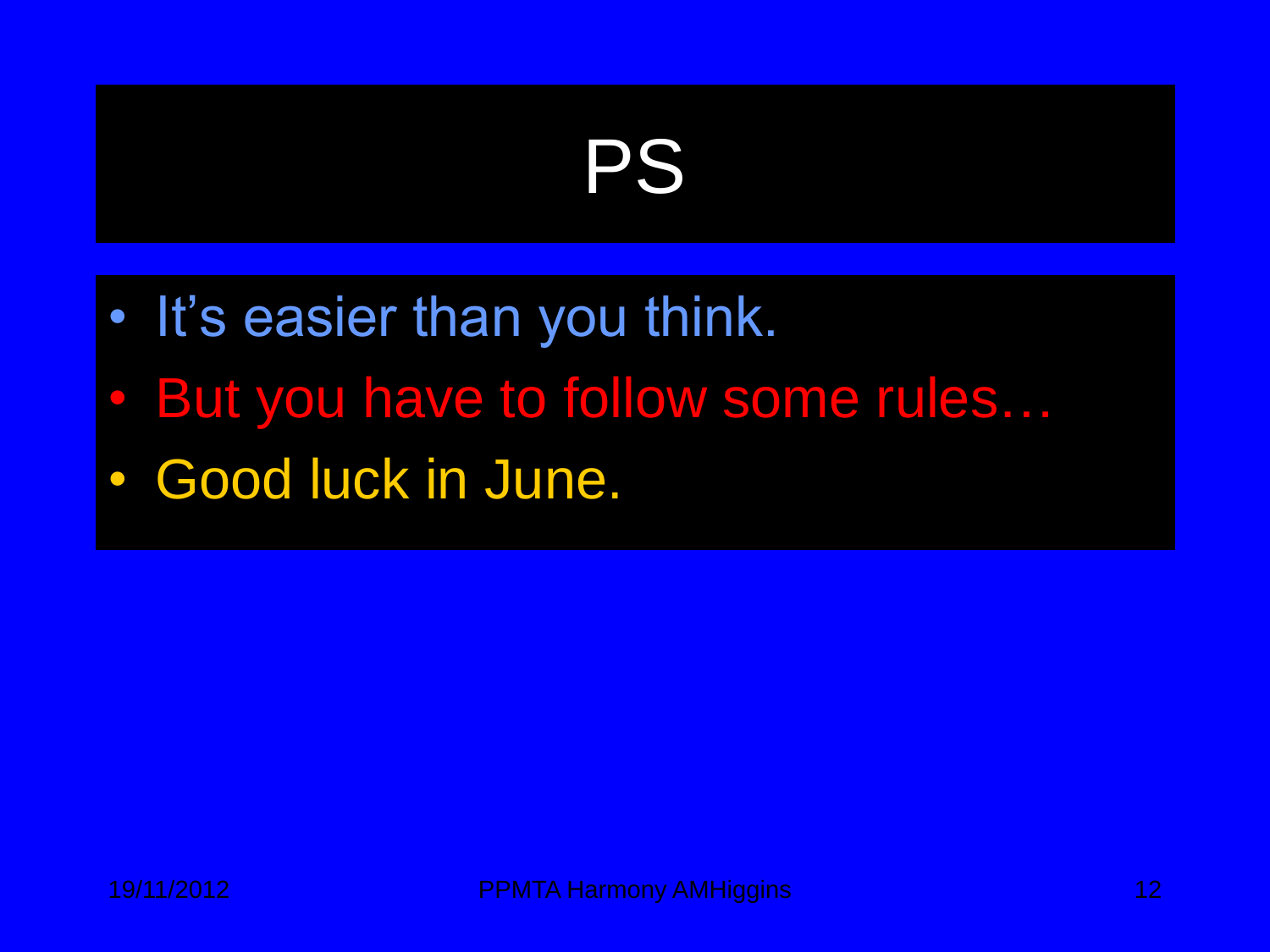# PS

- It's easier than you think.
- But you have to follow some rules…
- Good luck in June.